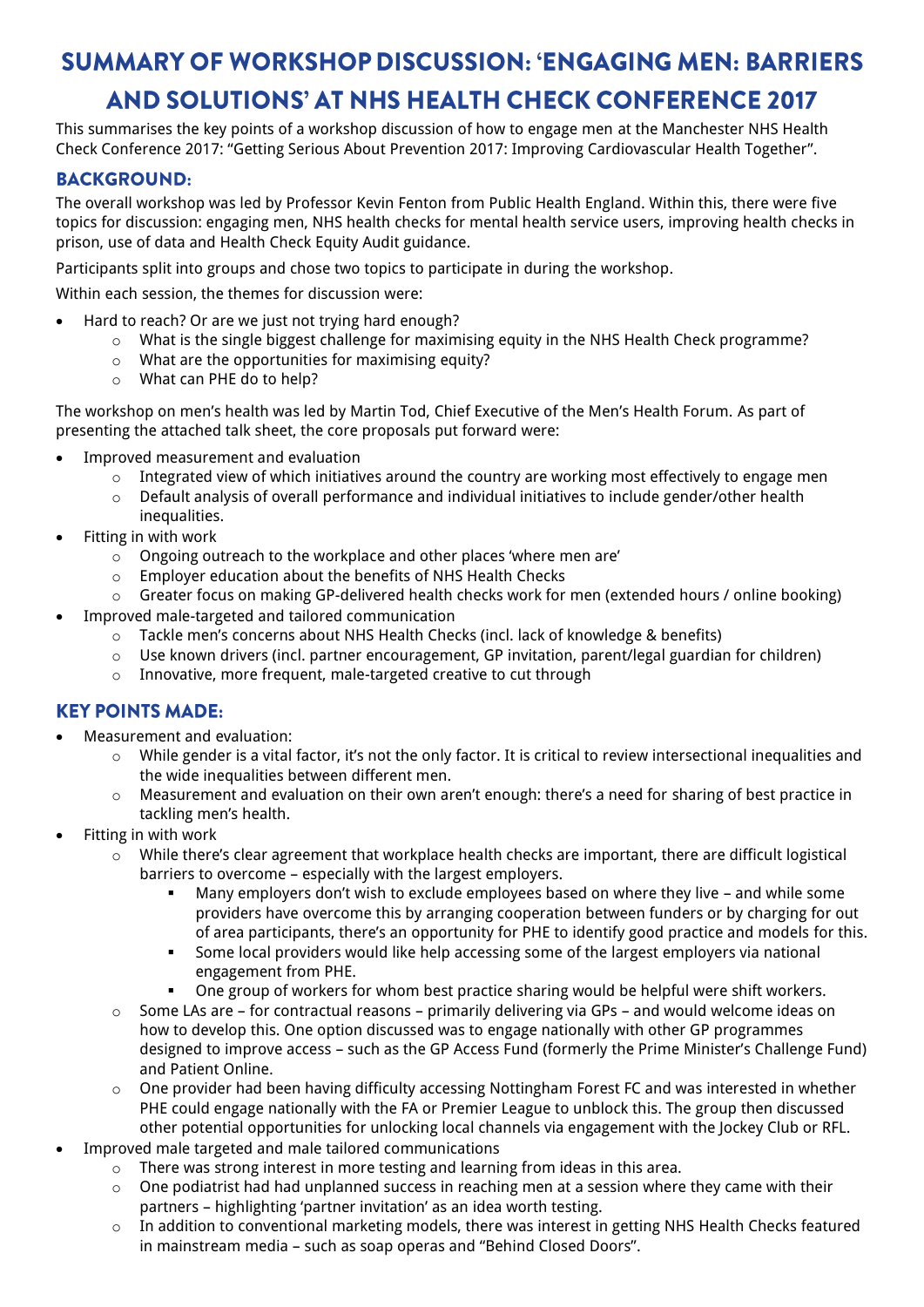# SUMMARY OF WORKSHOP DISCUSSION: 'ENGAGING MEN: BARRIERS AND SOLUTIONS' AT NHS HEALTH CHECK CONFERENCE 2017

This summarises the key points of a workshop discussion of how to engage men at the Manchester NHS Health Check Conference 2017: "Getting Serious About Prevention 2017: Improving Cardiovascular Health Together".

## BACKGROUND:

The overall workshop was led by Professor Kevin Fenton from Public Health England. Within this, there were five topics for discussion: engaging men, NHS health checks for mental health service users, improving health checks in prison, use of data and Health Check Equity Audit guidance.

Participants split into groups and chose two topics to participate in during the workshop.

Within each session, the themes for discussion were:

- Hard to reach? Or are we just not trying hard enough?
  - What is the single biggest challenge for maximising equity in the NHS Health Check programme?
  - What are the opportunities for maximising equity?
  - What can PHE do to help?

The workshop on men's health was led by Martin Tod, Chief Executive of the Men's Health Forum. As part of presenting the attached talk sheet, the core proposals put forward were:

- Improved measurement and evaluation
  - Integrated view of which initiatives around the country are working most effectively to engage men
  - Default analysis of overall performance and individual initiatives to include gender/other health inequalities.
- Fitting in with work
  - Ongoing outreach to the workplace and other places 'where men are'
  - Employer education about the benefits of NHS Health Checks
  - Greater focus on making GP-delivered health checks work for men (extended hours / online booking)
- Improved male-targeted and tailored communication
  - Tackle men's concerns about NHS Health Checks (incl. lack of knowledge & benefits)
  - Use known drivers (incl. partner encouragement, GP invitation, parent/legal guardian for children)
  - Innovative, more frequent, male-targeted creative to cut through

## KEY POINTS MADE:

- Measurement and evaluation:
  - While gender is a vital factor, it's not the only factor. It is critical to review intersectional inequalities and the wide inequalities between different men.
  - Measurement and evaluation on their own aren't enough: there's a need for sharing of best practice in tackling men's health.
- Fitting in with work
  - While there's clear agreement that workplace health checks are important, there are difficult logistical barriers to overcome – especially with the largest employers.
    - Many employers don't wish to exclude employees based on where they live – and while some providers have overcome this by arranging cooperation between funders or by charging for out of area participants, there's an opportunity for PHE to identify good practice and models for this.
    - Some local providers would like help accessing some of the largest employers via national engagement from PHE.
    - One group of workers for whom best practice sharing would be helpful were shift workers.
  - Some LAs are – for contractual reasons – primarily delivering via GPs – and would welcome ideas on how to develop this. One option discussed was to engage nationally with other GP programmes designed to improve access – such as the GP Access Fund (formerly the Prime Minister's Challenge Fund) and Patient Online.
  - One provider had been having difficulty accessing Nottingham Forest FC and was interested in whether PHE could engage nationally with the FA or Premier League to unblock this. The group then discussed other potential opportunities for unlocking local channels via engagement with the Jockey Club or RFL.
- Improved male targeted and male tailored communications
  - There was strong interest in more testing and learning from ideas in this area.
  - One podiatrist had had unplanned success in reaching men at a session where they came with their partners – highlighting 'partner invitation' as an idea worth testing.
  - In addition to conventional marketing models, there was interest in getting NHS Health Checks featured in mainstream media – such as soap operas and "Behind Closed Doors".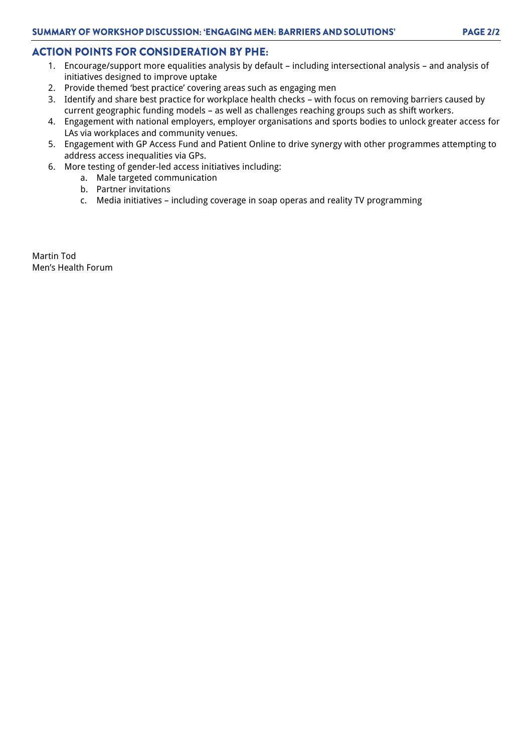## ACTION POINTS FOR CONSIDERATION BY PHE:

1. Encourage/support more equalities analysis by default – including intersectional analysis – and analysis of initiatives designed to improve uptake
2. Provide themed 'best practice' covering areas such as engaging men
3. Identify and share best practice for workplace health checks – with focus on removing barriers caused by current geographic funding models – as well as challenges reaching groups such as shift workers.
4. Engagement with national employers, employer organisations and sports bodies to unlock greater access for LAs via workplaces and community venues.
5. Engagement with GP Access Fund and Patient Online to drive synergy with other programmes attempting to address access inequalities via GPs.
6. More testing of gender-led access initiatives including:
   a. Male targeted communication
   b. Partner invitations
   c. Media initiatives – including coverage in soap operas and reality TV programming

Martin Tod
Men's Health Forum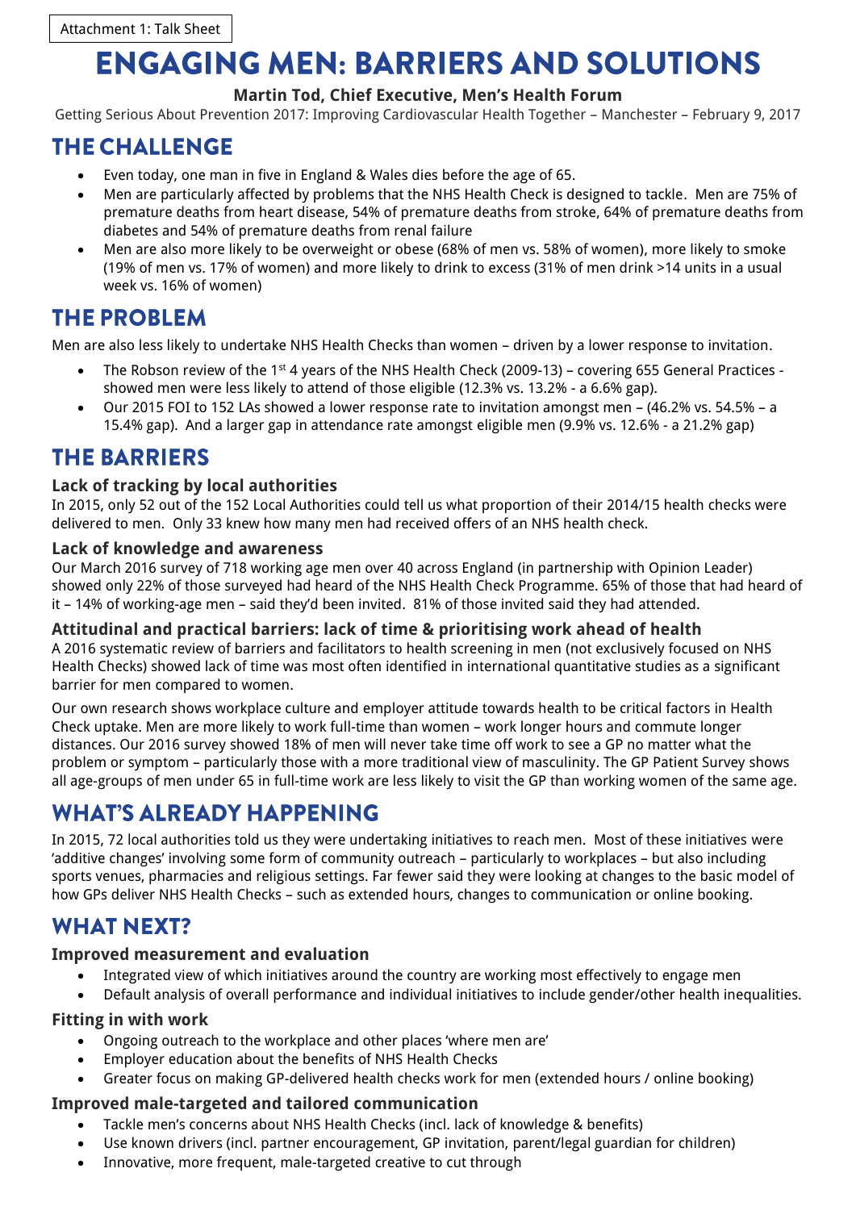Attachment 1: Talk Sheet

# ENGAGING MEN: BARRIERS AND SOLUTIONS

**Martin Tod, Chief Executive, Men's Health Forum**

Getting Serious About Prevention 2017: Improving Cardiovascular Health Together – Manchester – February 9, 2017

## THE CHALLENGE

- Even today, one man in five in England & Wales dies before the age of 65.
- Men are particularly affected by problems that the NHS Health Check is designed to tackle. Men are 75% of premature deaths from heart disease, 54% of premature deaths from stroke, 64% of premature deaths from diabetes and 54% of premature deaths from renal failure
- Men are also more likely to be overweight or obese (68% of men vs. 58% of women), more likely to smoke (19% of men vs. 17% of women) and more likely to drink to excess (31% of men drink >14 units in a usual week vs. 16% of women)

## THE PROBLEM

Men are also less likely to undertake NHS Health Checks than women – driven by a lower response to invitation.

- The Robson review of the 1st 4 years of the NHS Health Check (2009-13) – covering 655 General Practices - showed men were less likely to attend of those eligible (12.3% vs. 13.2% - a 6.6% gap).
- Our 2015 FOI to 152 LAs showed a lower response rate to invitation amongst men – (46.2% vs. 54.5% – a 15.4% gap). And a larger gap in attendance rate amongst eligible men (9.9% vs. 12.6% - a 21.2% gap)

## THE BARRIERS

### Lack of tracking by local authorities

In 2015, only 52 out of the 152 Local Authorities could tell us what proportion of their 2014/15 health checks were delivered to men. Only 33 knew how many men had received offers of an NHS health check.

### Lack of knowledge and awareness

Our March 2016 survey of 718 working age men over 40 across England (in partnership with Opinion Leader) showed only 22% of those surveyed had heard of the NHS Health Check Programme. 65% of those that had heard of it – 14% of working-age men – said they'd been invited. 81% of those invited said they had attended.

### Attitudinal and practical barriers: lack of time & prioritising work ahead of health

A 2016 systematic review of barriers and facilitators to health screening in men (not exclusively focused on NHS Health Checks) showed lack of time was most often identified in international quantitative studies as a significant barrier for men compared to women.

Our own research shows workplace culture and employer attitude towards health to be critical factors in Health Check uptake. Men are more likely to work full-time than women – work longer hours and commute longer distances. Our 2016 survey showed 18% of men will never take time off work to see a GP no matter what the problem or symptom – particularly those with a more traditional view of masculinity. The GP Patient Survey shows all age-groups of men under 65 in full-time work are less likely to visit the GP than working women of the same age.

## WHAT'S ALREADY HAPPENING

In 2015, 72 local authorities told us they were undertaking initiatives to reach men. Most of these initiatives were 'additive changes' involving some form of community outreach – particularly to workplaces – but also including sports venues, pharmacies and religious settings. Far fewer said they were looking at changes to the basic model of how GPs deliver NHS Health Checks – such as extended hours, changes to communication or online booking.

## WHAT NEXT?

### Improved measurement and evaluation

- Integrated view of which initiatives around the country are working most effectively to engage men
- Default analysis of overall performance and individual initiatives to include gender/other health inequalities.

### Fitting in with work

- Ongoing outreach to the workplace and other places 'where men are'
- Employer education about the benefits of NHS Health Checks
- Greater focus on making GP-delivered health checks work for men (extended hours / online booking)

### Improved male-targeted and tailored communication

- Tackle men's concerns about NHS Health Checks (incl. lack of knowledge & benefits)
- Use known drivers (incl. partner encouragement, GP invitation, parent/legal guardian for children)
- Innovative, more frequent, male-targeted creative to cut through